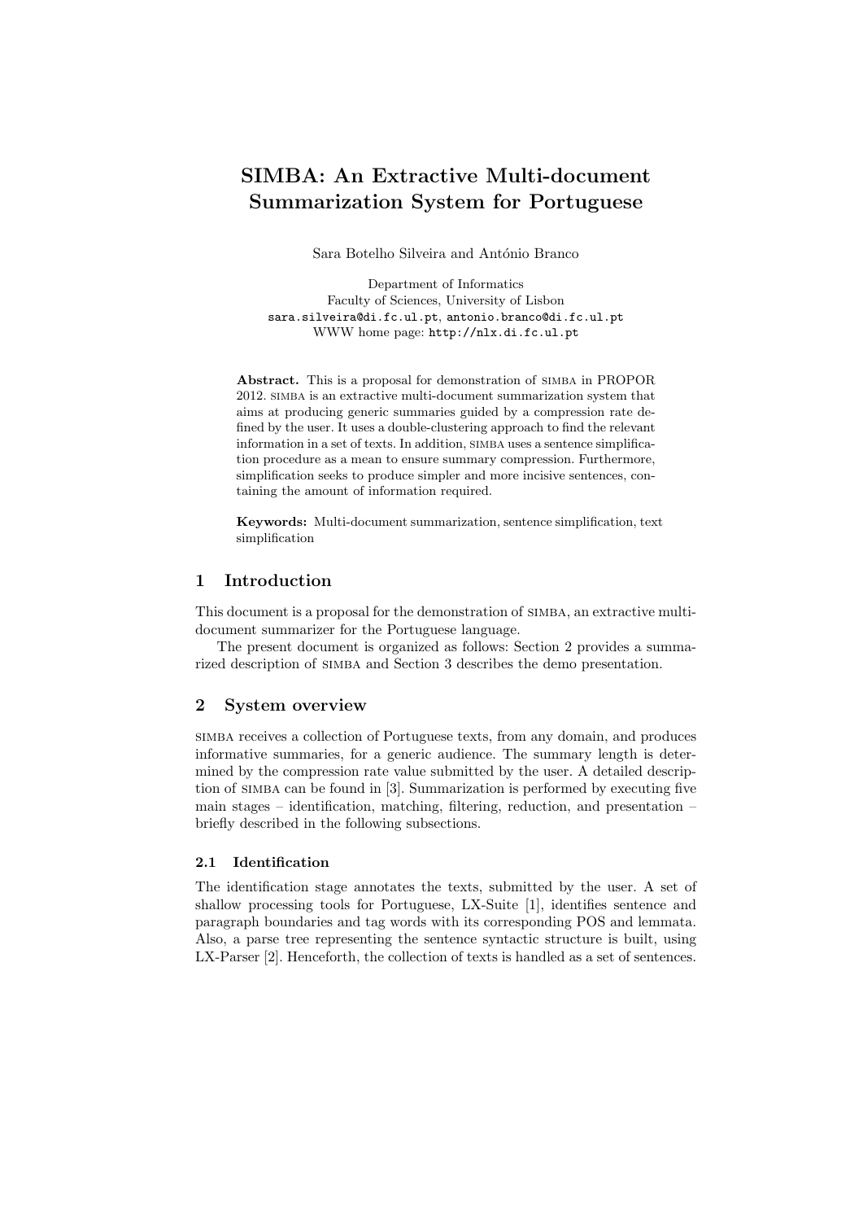# SIMBA: An Extractive Multi-document Summarization System for Portuguese

Sara Botelho Silveira and António Branco

Department of Informatics
Faculty of Sciences, University of Lisbon
sara.silveira@di.fc.ul.pt, antonio.branco@di.fc.ul.pt
WWW home page: http://nlx.di.fc.ul.pt

**Abstract.** This is a proposal for demonstration of SIMBA in PROPOR 2012. SIMBA is an extractive multi-document summarization system that aims at producing generic summaries guided by a compression rate defined by the user. It uses a double-clustering approach to find the relevant information in a set of texts. In addition, SIMBA uses a sentence simplification procedure as a mean to ensure summary compression. Furthermore, simplification seeks to produce simpler and more incisive sentences, containing the amount of information required.

**Keywords:** Multi-document summarization, sentence simplification, text simplification

## 1 Introduction

This document is a proposal for the demonstration of SIMBA, an extractive multi-document summarizer for the Portuguese language.

The present document is organized as follows: Section 2 provides a summarized description of SIMBA and Section 3 describes the demo presentation.

## 2 System overview

SIMBA receives a collection of Portuguese texts, from any domain, and produces informative summaries, for a generic audience. The summary length is determined by the compression rate value submitted by the user. A detailed description of SIMBA can be found in [3]. Summarization is performed by executing five main stages – identification, matching, filtering, reduction, and presentation – briefly described in the following subsections.

### 2.1 Identification

The identification stage annotates the texts, submitted by the user. A set of shallow processing tools for Portuguese, LX-Suite [1], identifies sentence and paragraph boundaries and tag words with its corresponding POS and lemmata. Also, a parse tree representing the sentence syntactic structure is built, using LX-Parser [2]. Henceforth, the collection of texts is handled as a set of sentences.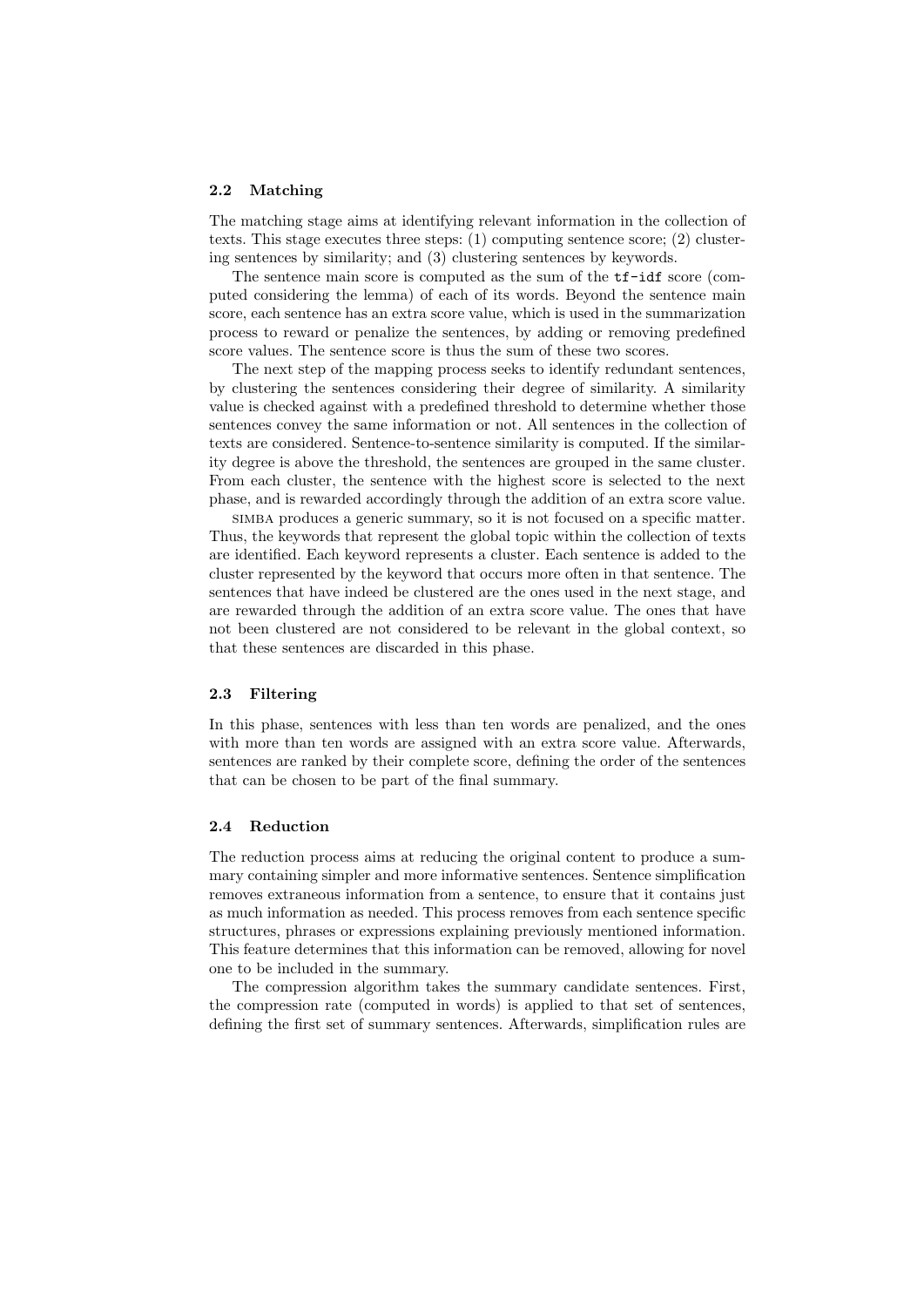### 2.2 Matching

The matching stage aims at identifying relevant information in the collection of texts. This stage executes three steps: (1) computing sentence score; (2) clustering sentences by similarity; and (3) clustering sentences by keywords.

The sentence main score is computed as the sum of the `tf-idf` score (computed considering the lemma) of each of its words. Beyond the sentence main score, each sentence has an extra score value, which is used in the summarization process to reward or penalize the sentences, by adding or removing predefined score values. The sentence score is thus the sum of these two scores.

The next step of the mapping process seeks to identify redundant sentences, by clustering the sentences considering their degree of similarity. A similarity value is checked against with a predefined threshold to determine whether those sentences convey the same information or not. All sentences in the collection of texts are considered. Sentence-to-sentence similarity is computed. If the similarity degree is above the threshold, the sentences are grouped in the same cluster. From each cluster, the sentence with the highest score is selected to the next phase, and is rewarded accordingly through the addition of an extra score value.

SIMBA produces a generic summary, so it is not focused on a specific matter. Thus, the keywords that represent the global topic within the collection of texts are identified. Each keyword represents a cluster. Each sentence is added to the cluster represented by the keyword that occurs more often in that sentence. The sentences that have indeed be clustered are the ones used in the next stage, and are rewarded through the addition of an extra score value. The ones that have not been clustered are not considered to be relevant in the global context, so that these sentences are discarded in this phase.

### 2.3 Filtering

In this phase, sentences with less than ten words are penalized, and the ones with more than ten words are assigned with an extra score value. Afterwards, sentences are ranked by their complete score, defining the order of the sentences that can be chosen to be part of the final summary.

### 2.4 Reduction

The reduction process aims at reducing the original content to produce a summary containing simpler and more informative sentences. Sentence simplification removes extraneous information from a sentence, to ensure that it contains just as much information as needed. This process removes from each sentence specific structures, phrases or expressions explaining previously mentioned information. This feature determines that this information can be removed, allowing for novel one to be included in the summary.

The compression algorithm takes the summary candidate sentences. First, the compression rate (computed in words) is applied to that set of sentences, defining the first set of summary sentences. Afterwards, simplification rules are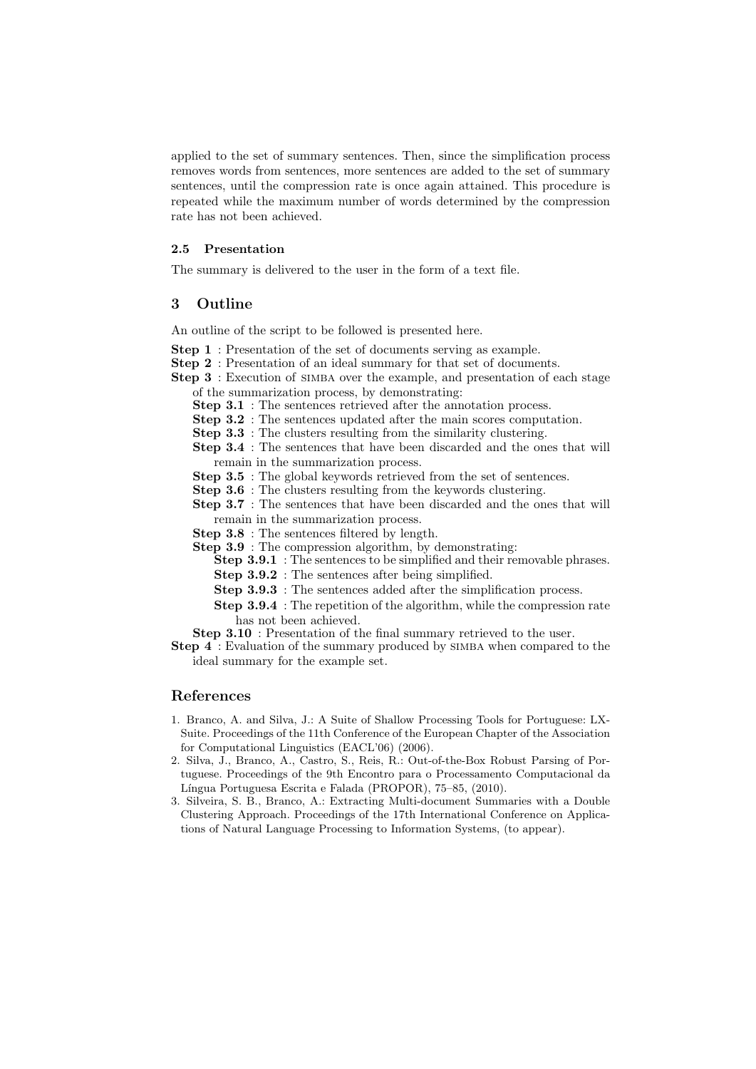applied to the set of summary sentences. Then, since the simplification process removes words from sentences, more sentences are added to the set of summary sentences, until the compression rate is once again attained. This procedure is repeated while the maximum number of words determined by the compression rate has not been achieved.

### 2.5 Presentation

The summary is delivered to the user in the form of a text file.

## 3 Outline

An outline of the script to be followed is presented here.

- **Step 1** : Presentation of the set of documents serving as example.
- **Step 2** : Presentation of an ideal summary for that set of documents.
- **Step 3** : Execution of SIMBA over the example, and presentation of each stage of the summarization process, by demonstrating:
  - **Step 3.1** : The sentences retrieved after the annotation process.
  - **Step 3.2** : The sentences updated after the main scores computation.
  - **Step 3.3** : The clusters resulting from the similarity clustering.
  - **Step 3.4** : The sentences that have been discarded and the ones that will remain in the summarization process.
  - **Step 3.5** : The global keywords retrieved from the set of sentences.
  - **Step 3.6** : The clusters resulting from the keywords clustering.
  - **Step 3.7** : The sentences that have been discarded and the ones that will remain in the summarization process.
  - **Step 3.8** : The sentences filtered by length.
  - **Step 3.9** : The compression algorithm, by demonstrating:
    - **Step 3.9.1** : The sentences to be simplified and their removable phrases.
    - **Step 3.9.2** : The sentences after being simplified.
    - **Step 3.9.3** : The sentences added after the simplification process.
    - **Step 3.9.4** : The repetition of the algorithm, while the compression rate has not been achieved.
  - **Step 3.10** : Presentation of the final summary retrieved to the user.
- **Step 4** : Evaluation of the summary produced by SIMBA when compared to the ideal summary for the example set.

## References

1. Branco, A. and Silva, J.: A Suite of Shallow Processing Tools for Portuguese: LX-Suite. Proceedings of the 11th Conference of the European Chapter of the Association for Computational Linguistics (EACL'06) (2006).
2. Silva, J., Branco, A., Castro, S., Reis, R.: Out-of-the-Box Robust Parsing of Portuguese. Proceedings of the 9th Encontro para o Processamento Computacional da Língua Portuguesa Escrita e Falada (PROPOR), 75–85, (2010).
3. Silveira, S. B., Branco, A.: Extracting Multi-document Summaries with a Double Clustering Approach. Proceedings of the 17th International Conference on Applications of Natural Language Processing to Information Systems, (to appear).